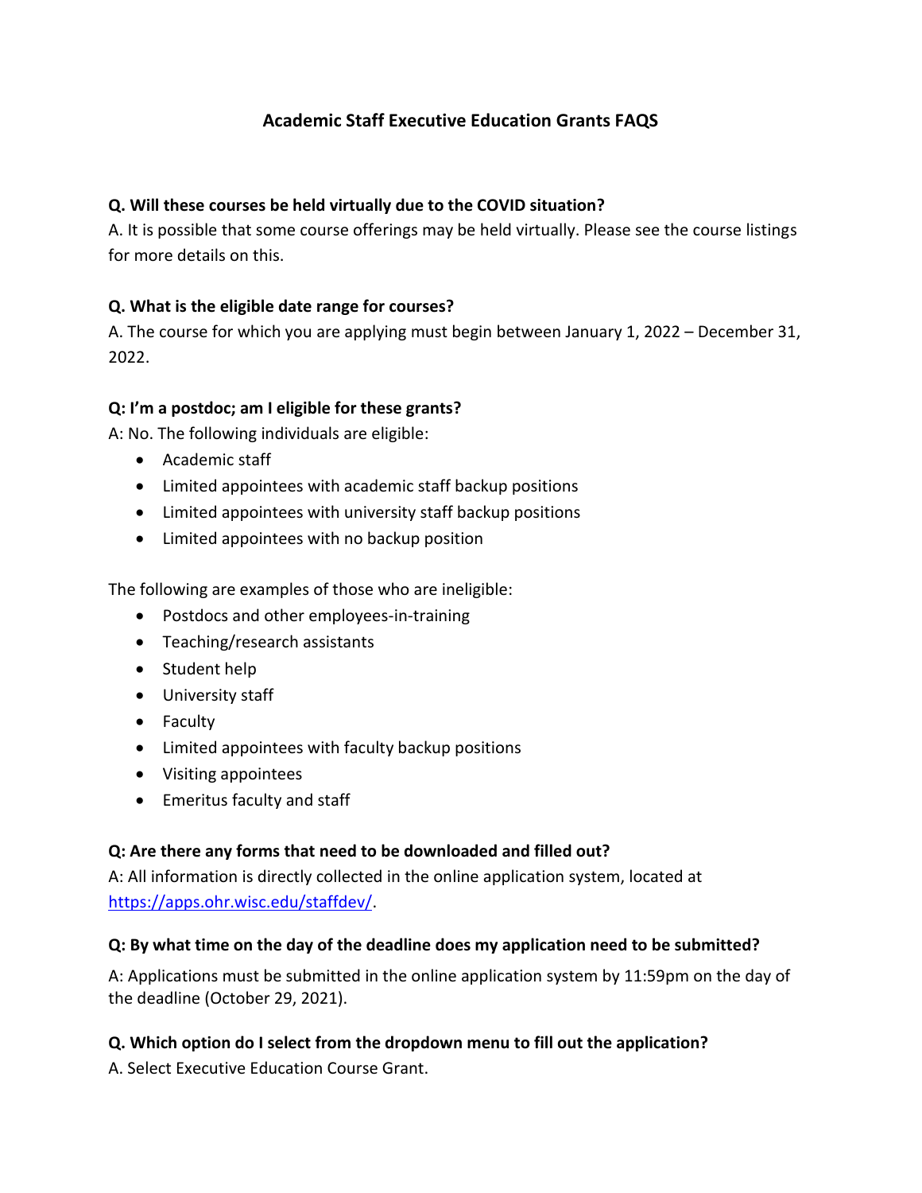# Academic Staff Executive Education Grants FAQS

**Q. Will these courses be held virtually due to the COVID situation?**

A. It is possible that some course offerings may be held virtually. Please see the course listings for more details on this.

**Q. What is the eligible date range for courses?**

A. The course for which you are applying must begin between January 1, 2022 – December 31, 2022.

**Q: I'm a postdoc; am I eligible for these grants?**

A: No. The following individuals are eligible:

- Academic staff
- Limited appointees with academic staff backup positions
- Limited appointees with university staff backup positions
- Limited appointees with no backup position

The following are examples of those who are ineligible:

- Postdocs and other employees-in-training
- Teaching/research assistants
- Student help
- University staff
- Faculty
- Limited appointees with faculty backup positions
- Visiting appointees
- Emeritus faculty and staff

**Q: Are there any forms that need to be downloaded and filled out?**

A: All information is directly collected in the online application system, located at [https://apps.ohr.wisc.edu/staffdev/](https://apps.ohr.wisc.edu/staffdev/).

**Q: By what time on the day of the deadline does my application need to be submitted?**

A: Applications must be submitted in the online application system by 11:59pm on the day of the deadline (October 29, 2021).

**Q. Which option do I select from the dropdown menu to fill out the application?**

A. Select Executive Education Course Grant.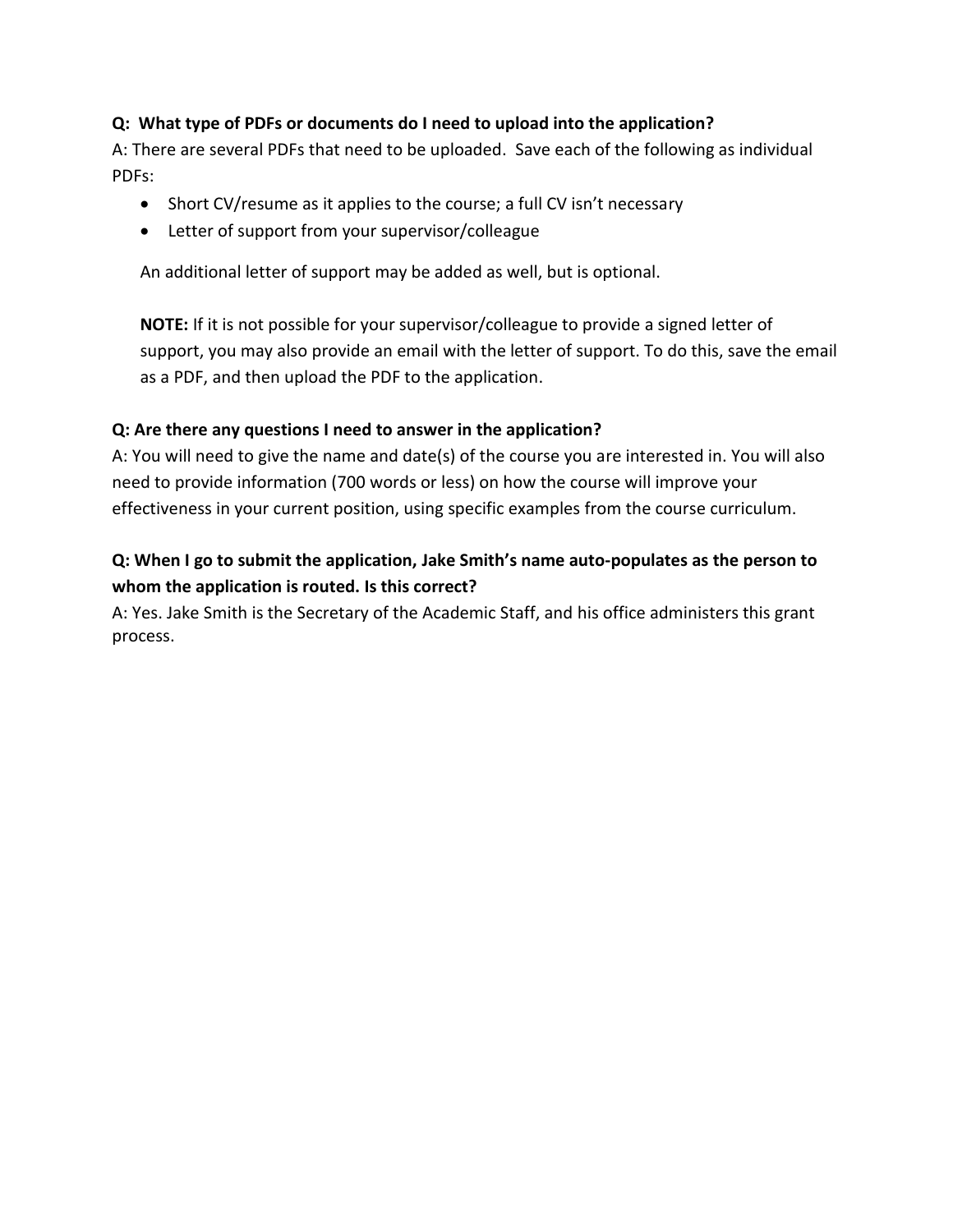**Q: What type of PDFs or documents do I need to upload into the application?**

A: There are several PDFs that need to be uploaded. Save each of the following as individual PDFs:

- Short CV/resume as it applies to the course; a full CV isn't necessary
- Letter of support from your supervisor/colleague

An additional letter of support may be added as well, but is optional.

**NOTE:** If it is not possible for your supervisor/colleague to provide a signed letter of support, you may also provide an email with the letter of support. To do this, save the email as a PDF, and then upload the PDF to the application.

**Q: Are there any questions I need to answer in the application?**

A: You will need to give the name and date(s) of the course you are interested in. You will also need to provide information (700 words or less) on how the course will improve your effectiveness in your current position, using specific examples from the course curriculum.

**Q: When I go to submit the application, Jake Smith's name auto-populates as the person to whom the application is routed. Is this correct?**

A: Yes. Jake Smith is the Secretary of the Academic Staff, and his office administers this grant process.